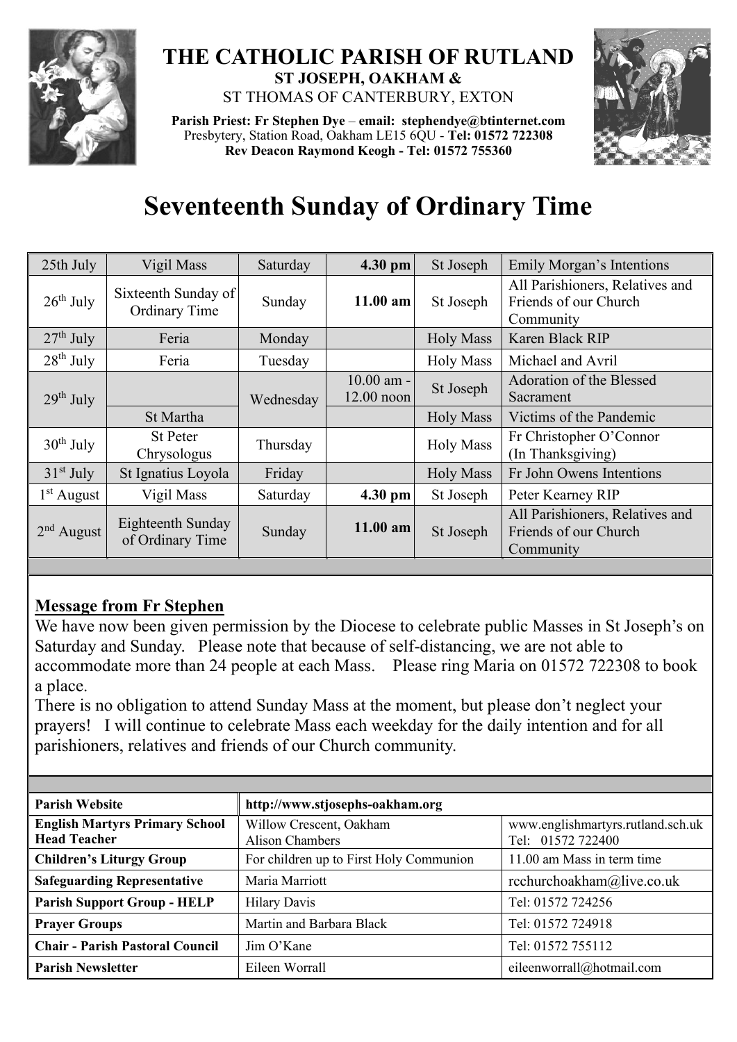# THE CATHOLIC PARISH OF RUTLAND

**ST JOSEPH, OAKHAM &**
ST THOMAS OF CANTERBURY, EXTON

**Parish Priest: Fr Stephen Dye – email: stephendye@btinternet.com**
Presbytery, Station Road, Oakham LE15 6QU - **Tel: 01572 722308**
**Rev Deacon Raymond Keogh - Tel: 01572 755360**

# Seventeenth Sunday of Ordinary Time

| | | | | | |
|---|---|---|---|---|---|
| 25th July | Vigil Mass | Saturday | **4.30 pm** | St Joseph | Emily Morgan's Intentions |
| 26th July | Sixteenth Sunday of Ordinary Time | Sunday | **11.00 am** | St Joseph | All Parishioners, Relatives and Friends of our Church Community |
| 27th July | Feria | Monday | | Holy Mass | Karen Black RIP |
| 28th July | Feria | Tuesday | | Holy Mass | Michael and Avril |
| 29th July | | Wednesday | 10.00 am - 12.00 noon | St Joseph | Adoration of the Blessed Sacrament |
| | St Martha | | | Holy Mass | Victims of the Pandemic |
| 30th July | St Peter Chrysologus | Thursday | | Holy Mass | Fr Christopher O'Connor (In Thanksgiving) |
| 31st July | St Ignatius Loyola | Friday | | Holy Mass | Fr John Owens Intentions |
| 1st August | Vigil Mass | Saturday | **4.30 pm** | St Joseph | Peter Kearney RIP |
| 2nd August | Eighteenth Sunday of Ordinary Time | Sunday | **11.00 am** | St Joseph | All Parishioners, Relatives and Friends of our Church Community |

## Message from Fr Stephen

We have now been given permission by the Diocese to celebrate public Masses in St Joseph's on Saturday and Sunday. Please note that because of self-distancing, we are not able to accommodate more than 24 people at each Mass. Please ring Maria on 01572 722308 to book a place.

There is no obligation to attend Sunday Mass at the moment, but please don't neglect your prayers! I will continue to celebrate Mass each weekday for the daily intention and for all parishioners, relatives and friends of our Church community.

| | | |
|---|---|---|
| **Parish Website** | **http://www.stjosephs-oakham.org** | |
| **English Martyrs Primary School Head Teacher** | Willow Crescent, Oakham Alison Chambers | www.englishmartyrs.rutland.sch.uk Tel: 01572 722400 |
| **Children's Liturgy Group** | For children up to First Holy Communion | 11.00 am Mass in term time |
| **Safeguarding Representative** | Maria Marriott | rcchurchoakham@live.co.uk |
| **Parish Support Group - HELP** | Hilary Davis | Tel: 01572 724256 |
| **Prayer Groups** | Martin and Barbara Black | Tel: 01572 724918 |
| **Chair - Parish Pastoral Council** | Jim O'Kane | Tel: 01572 755112 |
| **Parish Newsletter** | Eileen Worrall | eileenworrall@hotmail.com |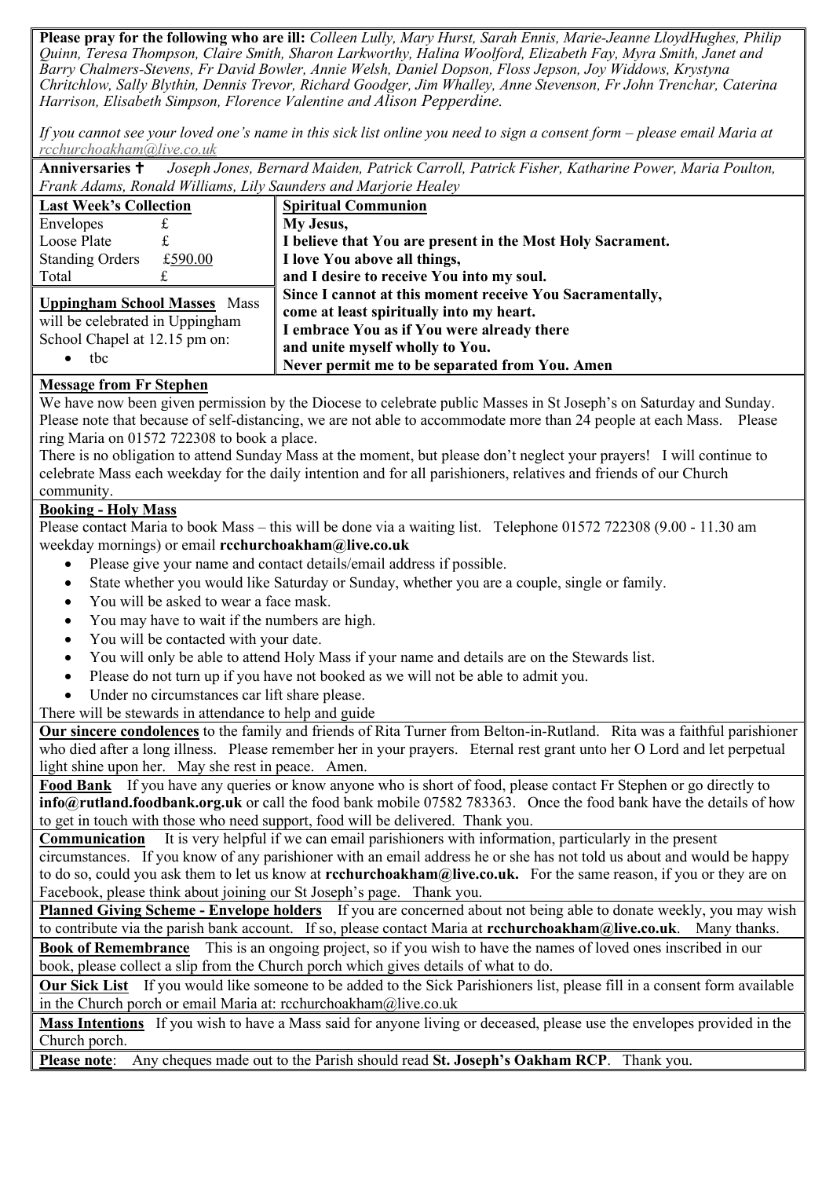**Please pray for the following who are ill:** *Colleen Lully, Mary Hurst, Sarah Ennis, Marie-Jeanne LloydHughes, Philip Quinn, Teresa Thompson, Claire Smith, Sharon Larkworthy, Halina Woolford, Elizabeth Fay, Myra Smith, Janet and Barry Chalmers-Stevens, Fr David Bowler, Annie Welsh, Daniel Dopson, Floss Jepson, Joy Widdows, Krystyna Chritchlow, Sally Blythin, Dennis Trevor, Richard Goodger, Jim Whalley, Anne Stevenson, Fr John Trenchar, Caterina Harrison, Elisabeth Simpson, Florence Valentine and Alison Pepperdine.*

*If you cannot see your loved one's name in this sick list online you need to sign a consent form – please email Maria at rcchurchoakham@live.co.uk*

**Anniversaries ✝** *Joseph Jones, Bernard Maiden, Patrick Carroll, Patrick Fisher, Katharine Power, Maria Poulton, Frank Adams, Ronald Williams, Lily Saunders and Marjorie Healey*

**Last Week's Collection**

| | |
|---|---|
| Envelopes | £ |
| Loose Plate | £ |
| Standing Orders | £590.00 |
| Total | £ |

**Uppingham School Masses** Mass will be celebrated in Uppingham School Chapel at 12.15 pm on:

- tbc

**Spiritual Communion**

**My Jesus,**
**I believe that You are present in the Most Holy Sacrament.**
**I love You above all things,**
**and I desire to receive You into my soul.**
**Since I cannot at this moment receive You Sacramentally,**
**come at least spiritually into my heart.**
**I embrace You as if You were already there**
**and unite myself wholly to You.**
**Never permit me to be separated from You. Amen**

**Message from Fr Stephen**

We have now been given permission by the Diocese to celebrate public Masses in St Joseph's on Saturday and Sunday. Please note that because of self-distancing, we are not able to accommodate more than 24 people at each Mass. Please ring Maria on 01572 722308 to book a place.

There is no obligation to attend Sunday Mass at the moment, but please don't neglect your prayers! I will continue to celebrate Mass each weekday for the daily intention and for all parishioners, relatives and friends of our Church community.

**Booking - Holy Mass**

Please contact Maria to book Mass – this will be done via a waiting list. Telephone 01572 722308 (9.00 - 11.30 am weekday mornings) or email **rcchurchoakham@live.co.uk**

- Please give your name and contact details/email address if possible.
- State whether you would like Saturday or Sunday, whether you are a couple, single or family.
- You will be asked to wear a face mask.
- You may have to wait if the numbers are high.
- You will be contacted with your date.
- You will only be able to attend Holy Mass if your name and details are on the Stewards list.
- Please do not turn up if you have not booked as we will not be able to admit you.
- Under no circumstances car lift share please.

There will be stewards in attendance to help and guide

**Our sincere condolences** to the family and friends of Rita Turner from Belton-in-Rutland. Rita was a faithful parishioner who died after a long illness. Please remember her in your prayers. Eternal rest grant unto her O Lord and let perpetual light shine upon her. May she rest in peace. Amen.

**Food Bank** If you have any queries or know anyone who is short of food, please contact Fr Stephen or go directly to **info@rutland.foodbank.org.uk** or call the food bank mobile 07582 783363. Once the food bank have the details of how to get in touch with those who need support, food will be delivered. Thank you.

**Communication** It is very helpful if we can email parishioners with information, particularly in the present circumstances. If you know of any parishioner with an email address he or she has not told us about and would be happy to do so, could you ask them to let us know at **rcchurchoakham@live.co.uk.** For the same reason, if you or they are on Facebook, please think about joining our St Joseph's page. Thank you.

**Planned Giving Scheme - Envelope holders** If you are concerned about not being able to donate weekly, you may wish to contribute via the parish bank account. If so, please contact Maria at **rcchurchoakham@live.co.uk**. Many thanks.

**Book of Remembrance** This is an ongoing project, so if you wish to have the names of loved ones inscribed in our book, please collect a slip from the Church porch which gives details of what to do.

**Our Sick List** If you would like someone to be added to the Sick Parishioners list, please fill in a consent form available in the Church porch or email Maria at: rcchurchoakham@live.co.uk

**Mass Intentions** If you wish to have a Mass said for anyone living or deceased, please use the envelopes provided in the Church porch.

**Please note**: Any cheques made out to the Parish should read **St. Joseph's Oakham RCP**. Thank you.